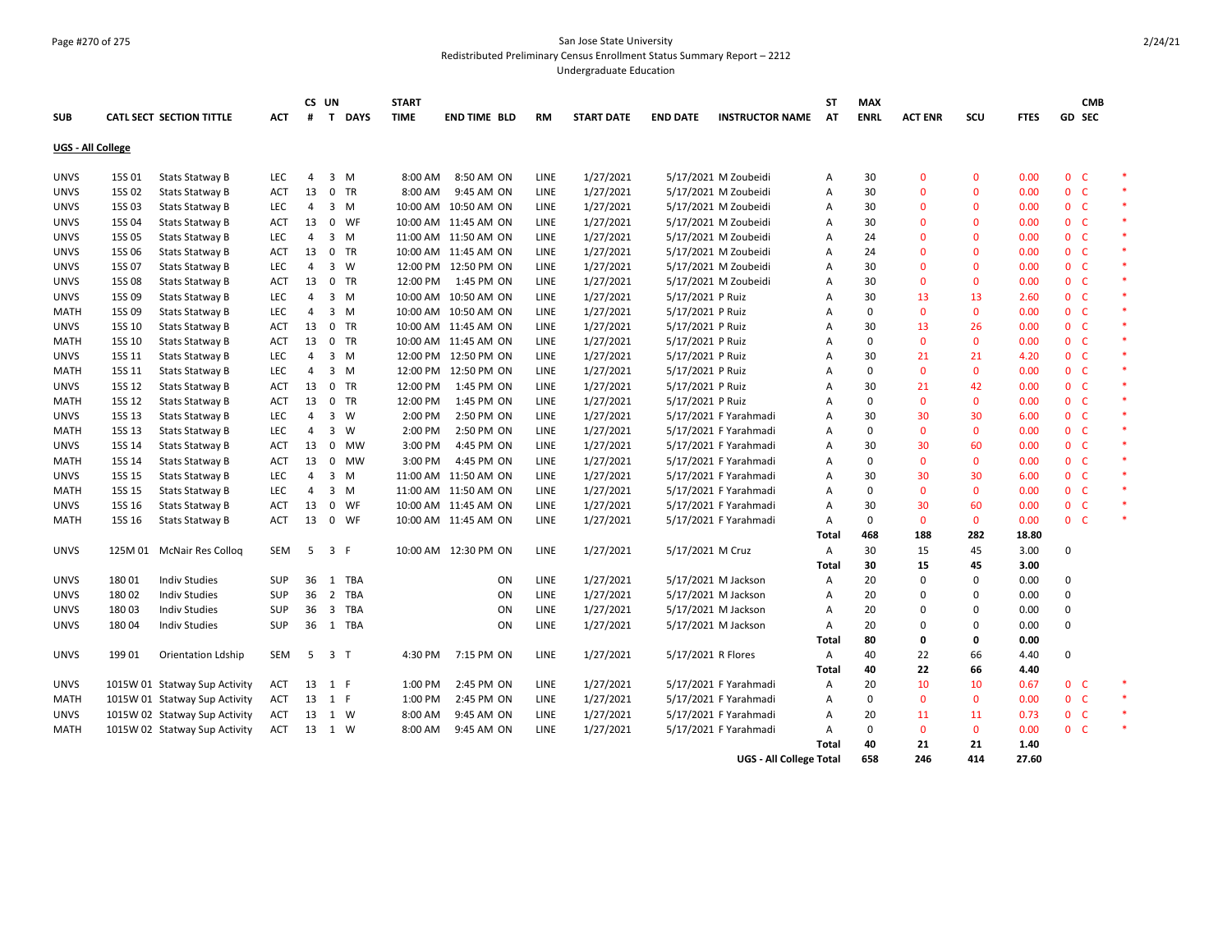San Jose State University

Redistributed Preliminary Census Enrollment Status Summary Report – 2212

Undergraduate Education

| SUB | CATL SECT | SECTION TITTLE | ACT | CS # | UN T | DAYS | START TIME | END TIME | BLD | RM | START DATE | END DATE | INSTRUCTOR NAME | ST AT | MAX ENRL | ACT ENR | SCU | FTES | GD | CMB SEC | |
|---|---|---|---|---|---|---|---|---|---|---|---|---|---|---|---|---|---|---|---|---|---|
| **UGS - All College** | | | | | | | | | | | | | | | | | | | | | |
| UNVS | 15S 01 | Stats Statway B | LEC | 4 | 3 | M | 8:00 AM | 8:50 AM | ON | LINE | 1/27/2021 | 5/17/2021 | M Zoubeidi | A | 30 | 0 | 0 | 0.00 | 0 | C | * |
| UNVS | 15S 02 | Stats Statway B | ACT | 13 | 0 | TR | 8:00 AM | 9:45 AM | ON | LINE | 1/27/2021 | 5/17/2021 | M Zoubeidi | A | 30 | 0 | 0 | 0.00 | 0 | C | * |
| UNVS | 15S 03 | Stats Statway B | LEC | 4 | 3 | M | 10:00 AM | 10:50 AM | ON | LINE | 1/27/2021 | 5/17/2021 | M Zoubeidi | A | 30 | 0 | 0 | 0.00 | 0 | C | * |
| UNVS | 15S 04 | Stats Statway B | ACT | 13 | 0 | WF | 10:00 AM | 11:45 AM | ON | LINE | 1/27/2021 | 5/17/2021 | M Zoubeidi | A | 30 | 0 | 0 | 0.00 | 0 | C | * |
| UNVS | 15S 05 | Stats Statway B | LEC | 4 | 3 | M | 11:00 AM | 11:50 AM | ON | LINE | 1/27/2021 | 5/17/2021 | M Zoubeidi | A | 24 | 0 | 0 | 0.00 | 0 | C | * |
| UNVS | 15S 06 | Stats Statway B | ACT | 13 | 0 | TR | 10:00 AM | 11:45 AM | ON | LINE | 1/27/2021 | 5/17/2021 | M Zoubeidi | A | 24 | 0 | 0 | 0.00 | 0 | C | * |
| UNVS | 15S 07 | Stats Statway B | LEC | 4 | 3 | W | 12:00 PM | 12:50 PM | ON | LINE | 1/27/2021 | 5/17/2021 | M Zoubeidi | A | 30 | 0 | 0 | 0.00 | 0 | C | * |
| UNVS | 15S 08 | Stats Statway B | ACT | 13 | 0 | TR | 12:00 PM | 1:45 PM | ON | LINE | 1/27/2021 | 5/17/2021 | M Zoubeidi | A | 30 | 0 | 0 | 0.00 | 0 | C | * |
| UNVS | 15S 09 | Stats Statway B | LEC | 4 | 3 | M | 10:00 AM | 10:50 AM | ON | LINE | 1/27/2021 | 5/17/2021 | P Ruiz | A | 30 | 13 | 13 | 2.60 | 0 | C | * |
| MATH | 15S 09 | Stats Statway B | LEC | 4 | 3 | M | 10:00 AM | 10:50 AM | ON | LINE | 1/27/2021 | 5/17/2021 | P Ruiz | A | 0 | 0 | 0 | 0.00 | 0 | C | * |
| UNVS | 15S 10 | Stats Statway B | ACT | 13 | 0 | TR | 10:00 AM | 11:45 AM | ON | LINE | 1/27/2021 | 5/17/2021 | P Ruiz | A | 30 | 13 | 26 | 0.00 | 0 | C | * |
| MATH | 15S 10 | Stats Statway B | ACT | 13 | 0 | TR | 10:00 AM | 11:45 AM | ON | LINE | 1/27/2021 | 5/17/2021 | P Ruiz | A | 0 | 0 | 0 | 0.00 | 0 | C | * |
| UNVS | 15S 11 | Stats Statway B | LEC | 4 | 3 | M | 12:00 PM | 12:50 PM | ON | LINE | 1/27/2021 | 5/17/2021 | P Ruiz | A | 30 | 21 | 21 | 4.20 | 0 | C | * |
| MATH | 15S 11 | Stats Statway B | LEC | 4 | 3 | M | 12:00 PM | 12:50 PM | ON | LINE | 1/27/2021 | 5/17/2021 | P Ruiz | A | 0 | 0 | 0 | 0.00 | 0 | C | * |
| UNVS | 15S 12 | Stats Statway B | ACT | 13 | 0 | TR | 12:00 PM | 1:45 PM | ON | LINE | 1/27/2021 | 5/17/2021 | P Ruiz | A | 30 | 21 | 42 | 0.00 | 0 | C | * |
| MATH | 15S 12 | Stats Statway B | ACT | 13 | 0 | TR | 12:00 PM | 1:45 PM | ON | LINE | 1/27/2021 | 5/17/2021 | P Ruiz | A | 0 | 0 | 0 | 0.00 | 0 | C | * |
| UNVS | 15S 13 | Stats Statway B | LEC | 4 | 3 | W | 2:00 PM | 2:50 PM | ON | LINE | 1/27/2021 | 5/17/2021 | F Yarahmadi | A | 30 | 30 | 30 | 6.00 | 0 | C | * |
| MATH | 15S 13 | Stats Statway B | LEC | 4 | 3 | W | 2:00 PM | 2:50 PM | ON | LINE | 1/27/2021 | 5/17/2021 | F Yarahmadi | A | 0 | 0 | 0 | 0.00 | 0 | C | * |
| UNVS | 15S 14 | Stats Statway B | ACT | 13 | 0 | MW | 3:00 PM | 4:45 PM | ON | LINE | 1/27/2021 | 5/17/2021 | F Yarahmadi | A | 30 | 30 | 60 | 0.00 | 0 | C | * |
| MATH | 15S 14 | Stats Statway B | ACT | 13 | 0 | MW | 3:00 PM | 4:45 PM | ON | LINE | 1/27/2021 | 5/17/2021 | F Yarahmadi | A | 0 | 0 | 0 | 0.00 | 0 | C | * |
| UNVS | 15S 15 | Stats Statway B | LEC | 4 | 3 | M | 11:00 AM | 11:50 AM | ON | LINE | 1/27/2021 | 5/17/2021 | F Yarahmadi | A | 30 | 30 | 30 | 6.00 | 0 | C | * |
| MATH | 15S 15 | Stats Statway B | LEC | 4 | 3 | M | 11:00 AM | 11:50 AM | ON | LINE | 1/27/2021 | 5/17/2021 | F Yarahmadi | A | 0 | 0 | 0 | 0.00 | 0 | C | * |
| UNVS | 15S 16 | Stats Statway B | ACT | 13 | 0 | WF | 10:00 AM | 11:45 AM | ON | LINE | 1/27/2021 | 5/17/2021 | F Yarahmadi | A | 30 | 30 | 60 | 0.00 | 0 | C | * |
| MATH | 15S 16 | Stats Statway B | ACT | 13 | 0 | WF | 10:00 AM | 11:45 AM | ON | LINE | 1/27/2021 | 5/17/2021 | F Yarahmadi | A | 0 | 0 | 0 | 0.00 | 0 | C | * |
| | | | | | | | | | | | | | | **Total** | **468** | **188** | **282** | **18.80** | | | |
| UNVS | 125M 01 | McNair Res Colloq | SEM | 5 | 3 | F | 10:00 AM | 12:30 PM | ON | LINE | 1/27/2021 | 5/17/2021 | M Cruz | A | 30 | 15 | 45 | 3.00 | 0 | | |
| | | | | | | | | | | | | | | **Total** | **30** | **15** | **45** | **3.00** | | | |
| UNVS | 180 01 | Indiv Studies | SUP | 36 | 1 | TBA | | | ON | LINE | 1/27/2021 | 5/17/2021 | M Jackson | A | 20 | 0 | 0 | 0.00 | 0 | | |
| UNVS | 180 02 | Indiv Studies | SUP | 36 | 2 | TBA | | | ON | LINE | 1/27/2021 | 5/17/2021 | M Jackson | A | 20 | 0 | 0 | 0.00 | 0 | | |
| UNVS | 180 03 | Indiv Studies | SUP | 36 | 3 | TBA | | | ON | LINE | 1/27/2021 | 5/17/2021 | M Jackson | A | 20 | 0 | 0 | 0.00 | 0 | | |
| UNVS | 180 04 | Indiv Studies | SUP | 36 | 1 | TBA | | | ON | LINE | 1/27/2021 | 5/17/2021 | M Jackson | A | 20 | 0 | 0 | 0.00 | 0 | | |
| | | | | | | | | | | | | | | **Total** | **80** | **0** | **0** | **0.00** | | | |
| UNVS | 199 01 | Orientation Ldship | SEM | 5 | 3 | T | 4:30 PM | 7:15 PM | ON | LINE | 1/27/2021 | 5/17/2021 | R Flores | A | 40 | 22 | 66 | 4.40 | 0 | | |
| | | | | | | | | | | | | | | **Total** | **40** | **22** | **66** | **4.40** | | | |
| UNVS | 1015W 01 | Statway Sup Activity | ACT | 13 | 1 | F | 1:00 PM | 2:45 PM | ON | LINE | 1/27/2021 | 5/17/2021 | F Yarahmadi | A | 20 | 10 | 10 | 0.67 | 0 | C | * |
| MATH | 1015W 01 | Statway Sup Activity | ACT | 13 | 1 | F | 1:00 PM | 2:45 PM | ON | LINE | 1/27/2021 | 5/17/2021 | F Yarahmadi | A | 0 | 0 | 0 | 0.00 | 0 | C | * |
| UNVS | 1015W 02 | Statway Sup Activity | ACT | 13 | 1 | W | 8:00 AM | 9:45 AM | ON | LINE | 1/27/2021 | 5/17/2021 | F Yarahmadi | A | 20 | 11 | 11 | 0.73 | 0 | C | * |
| MATH | 1015W 02 | Statway Sup Activity | ACT | 13 | 1 | W | 8:00 AM | 9:45 AM | ON | LINE | 1/27/2021 | 5/17/2021 | F Yarahmadi | A | 0 | 0 | 0 | 0.00 | 0 | C | * |
| | | | | | | | | | | | | | | **Total** | **40** | **21** | **21** | **1.40** | | | |
| | | | | | | | | | | | | | **UGS - All College Total** | | **658** | **246** | **414** | **27.60** | | | |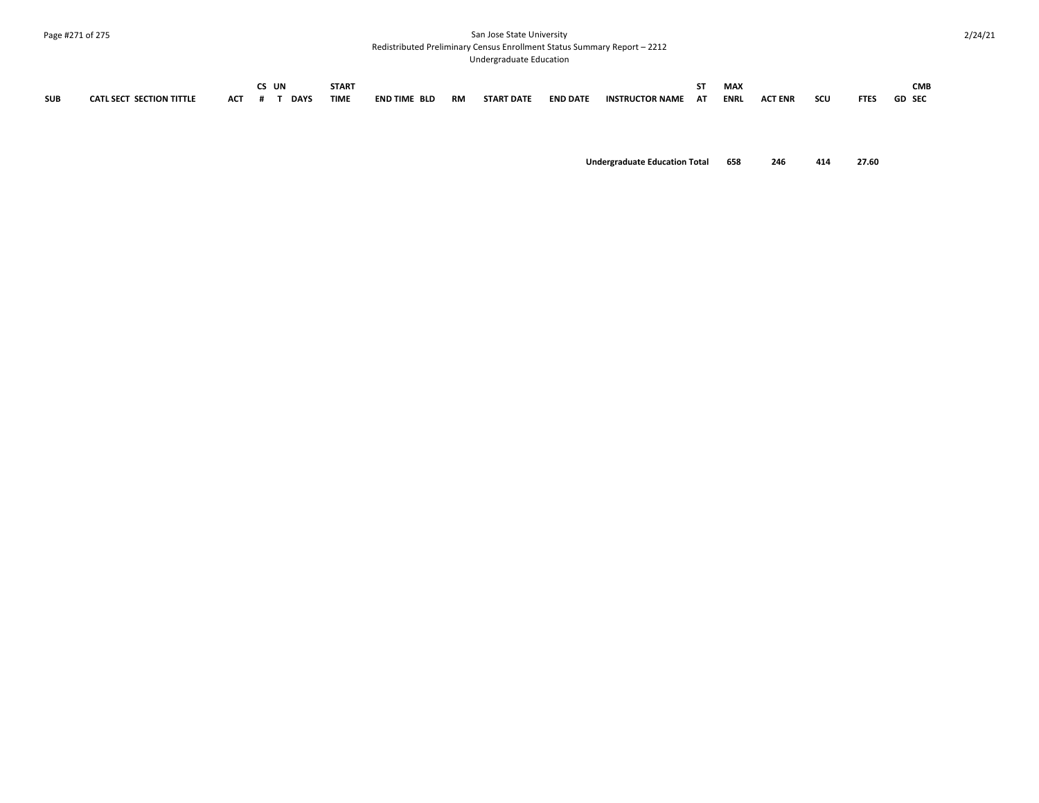| SUB | CATL SECT SECTION TITTLE | ACT | CS # | UN T | DAYS | START TIME | END TIME | BLD | RM | START DATE | END DATE | INSTRUCTOR NAME | ST AT | MAX ENRL | ACT ENR | SCU | FTES | GD | CMB SEC |
|---|---|---|---|---|---|---|---|---|---|---|---|---|---|---|---|---|---|---|---|
| | | | | | | | | | | | | **Undergraduate Education Total** | | **658** | **246** | **414** | **27.60** | | |